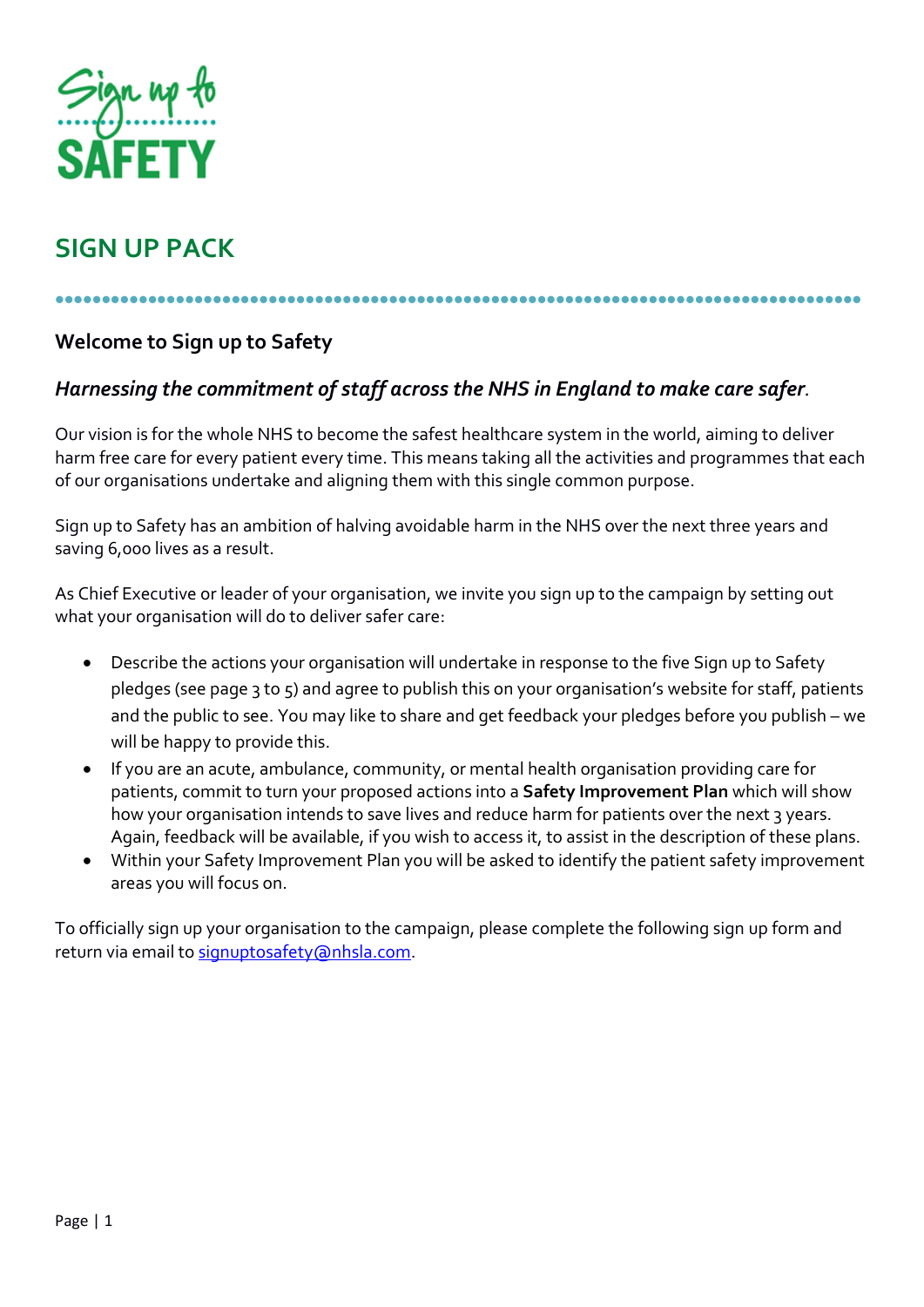# SIGN UP PACK

## Welcome to Sign up to Safety

### *Harnessing the commitment of staff across the NHS in England to make care safer.*

Our vision is for the whole NHS to become the safest healthcare system in the world, aiming to deliver harm free care for every patient every time. This means taking all the activities and programmes that each of our organisations undertake and aligning them with this single common purpose.

Sign up to Safety has an ambition of halving avoidable harm in the NHS over the next three years and saving 6,000 lives as a result.

As Chief Executive or leader of your organisation, we invite you sign up to the campaign by setting out what your organisation will do to deliver safer care:

- Describe the actions your organisation will undertake in response to the five Sign up to Safety pledges (see page 3 to 5) and agree to publish this on your organisation's website for staff, patients and the public to see. You may like to share and get feedback your pledges before you publish – we will be happy to provide this.
- If you are an acute, ambulance, community, or mental health organisation providing care for patients, commit to turn your proposed actions into a **Safety Improvement Plan** which will show how your organisation intends to save lives and reduce harm for patients over the next 3 years. Again, feedback will be available, if you wish to access it, to assist in the description of these plans.
- Within your Safety Improvement Plan you will be asked to identify the patient safety improvement areas you will focus on.

To officially sign up your organisation to the campaign, please complete the following sign up form and return via email to signuptosafety@nhsla.com.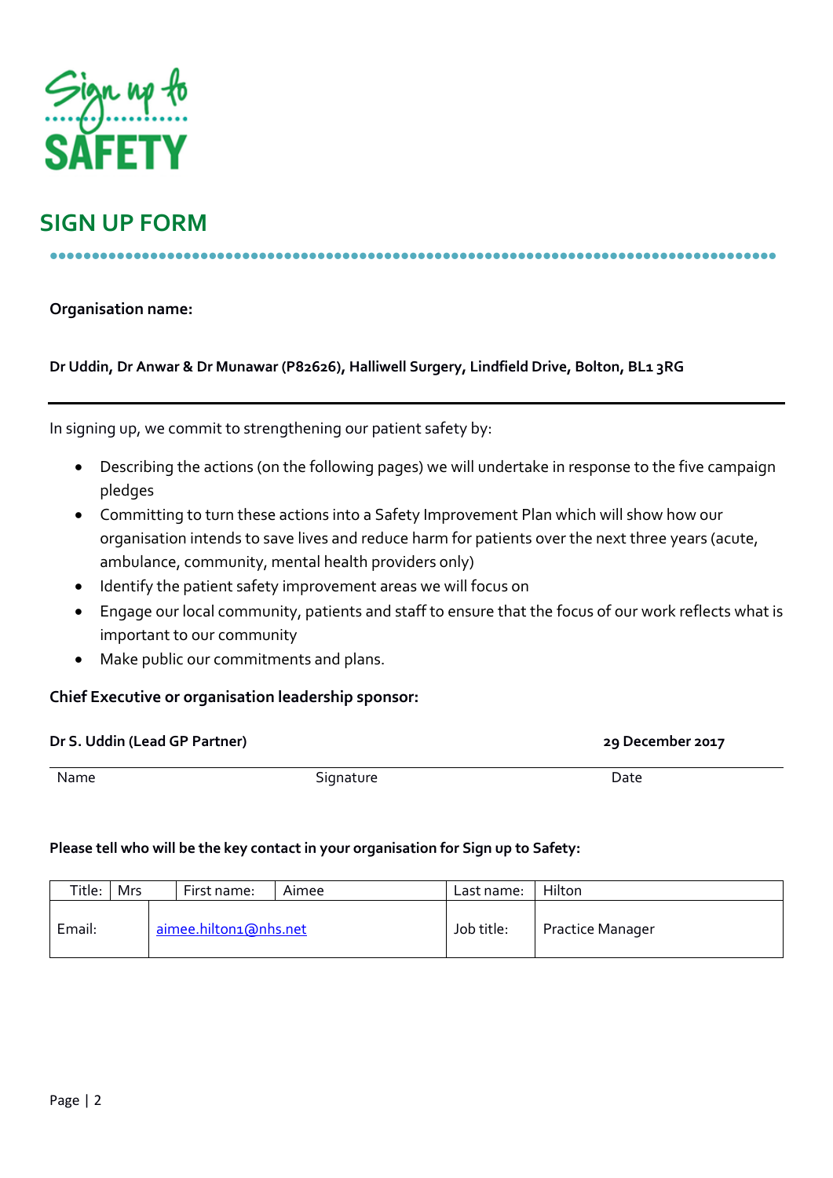Sign up to SAFETY

# SIGN UP FORM

**Organisation name:**

**Dr Uddin, Dr Anwar & Dr Munawar (P82626), Halliwell Surgery, Lindfield Drive, Bolton, BL1 3RG**

---

In signing up, we commit to strengthening our patient safety by:

- Describing the actions (on the following pages) we will undertake in response to the five campaign pledges
- Committing to turn these actions into a Safety Improvement Plan which will show how our organisation intends to save lives and reduce harm for patients over the next three years (acute, ambulance, community, mental health providers only)
- Identify the patient safety improvement areas we will focus on
- Engage our local community, patients and staff to ensure that the focus of our work reflects what is important to our community
- Make public our commitments and plans.

**Chief Executive or organisation leadership sponsor:**

| Name | Signature | Date |
|---|---|---|
| **Dr S. Uddin (Lead GP Partner)** | | **29 December 2017** |

**Please tell who will be the key contact in your organisation for Sign up to Safety:**

| | | | | | |
|---|---|---|---|---|---|
| Title: | Mrs | First name: | Aimee | Last name: | Hilton |
| Email: | aimee.hilton1@nhs.net | | | Job title: | Practice Manager |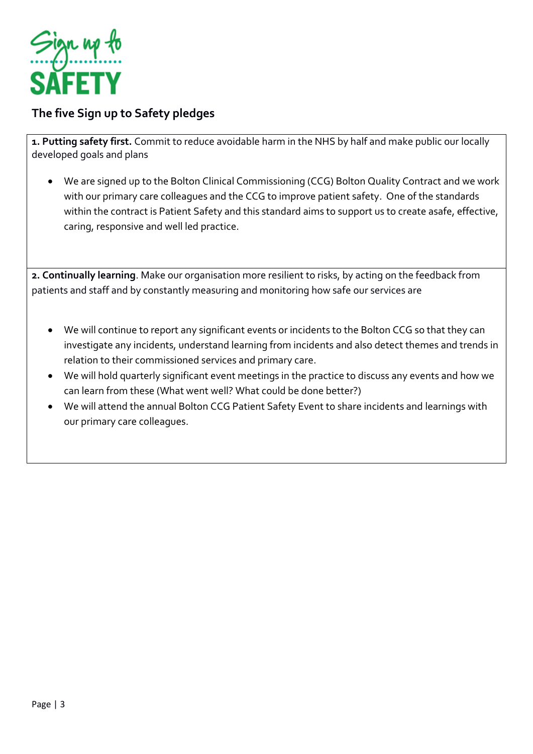Sign up to SAFETY

## The five Sign up to Safety pledges

**1. Putting safety first.** Commit to reduce avoidable harm in the NHS by half and make public our locally developed goals and plans

- We are signed up to the Bolton Clinical Commissioning (CCG) Bolton Quality Contract and we work with our primary care colleagues and the CCG to improve patient safety. One of the standards within the contract is Patient Safety and this standard aims to support us to create asafe, effective, caring, responsive and well led practice.

**2. Continually learning**. Make our organisation more resilient to risks, by acting on the feedback from patients and staff and by constantly measuring and monitoring how safe our services are

- We will continue to report any significant events or incidents to the Bolton CCG so that they can investigate any incidents, understand learning from incidents and also detect themes and trends in relation to their commissioned services and primary care.
- We will hold quarterly significant event meetings in the practice to discuss any events and how we can learn from these (What went well? What could be done better?)
- We will attend the annual Bolton CCG Patient Safety Event to share incidents and learnings with our primary care colleagues.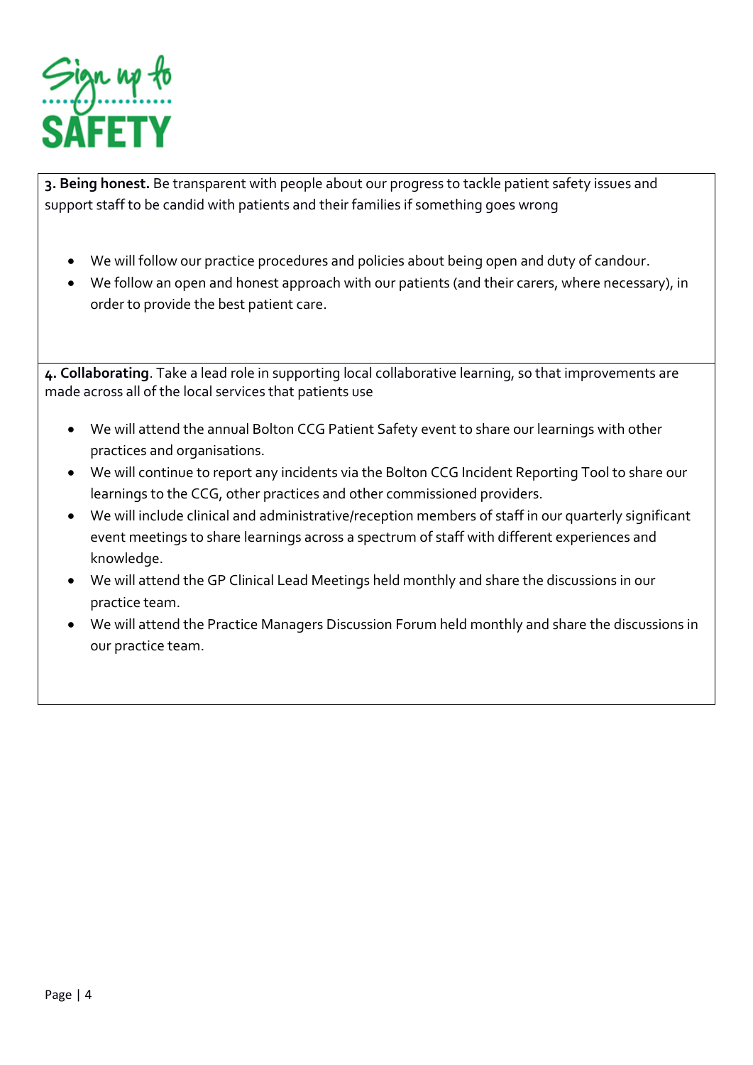**3. Being honest.** Be transparent with people about our progress to tackle patient safety issues and support staff to be candid with patients and their families if something goes wrong

- We will follow our practice procedures and policies about being open and duty of candour.
- We follow an open and honest approach with our patients (and their carers, where necessary), in order to provide the best patient care.

**4. Collaborating**. Take a lead role in supporting local collaborative learning, so that improvements are made across all of the local services that patients use

- We will attend the annual Bolton CCG Patient Safety event to share our learnings with other practices and organisations.
- We will continue to report any incidents via the Bolton CCG Incident Reporting Tool to share our learnings to the CCG, other practices and other commissioned providers.
- We will include clinical and administrative/reception members of staff in our quarterly significant event meetings to share learnings across a spectrum of staff with different experiences and knowledge.
- We will attend the GP Clinical Lead Meetings held monthly and share the discussions in our practice team.
- We will attend the Practice Managers Discussion Forum held monthly and share the discussions in our practice team.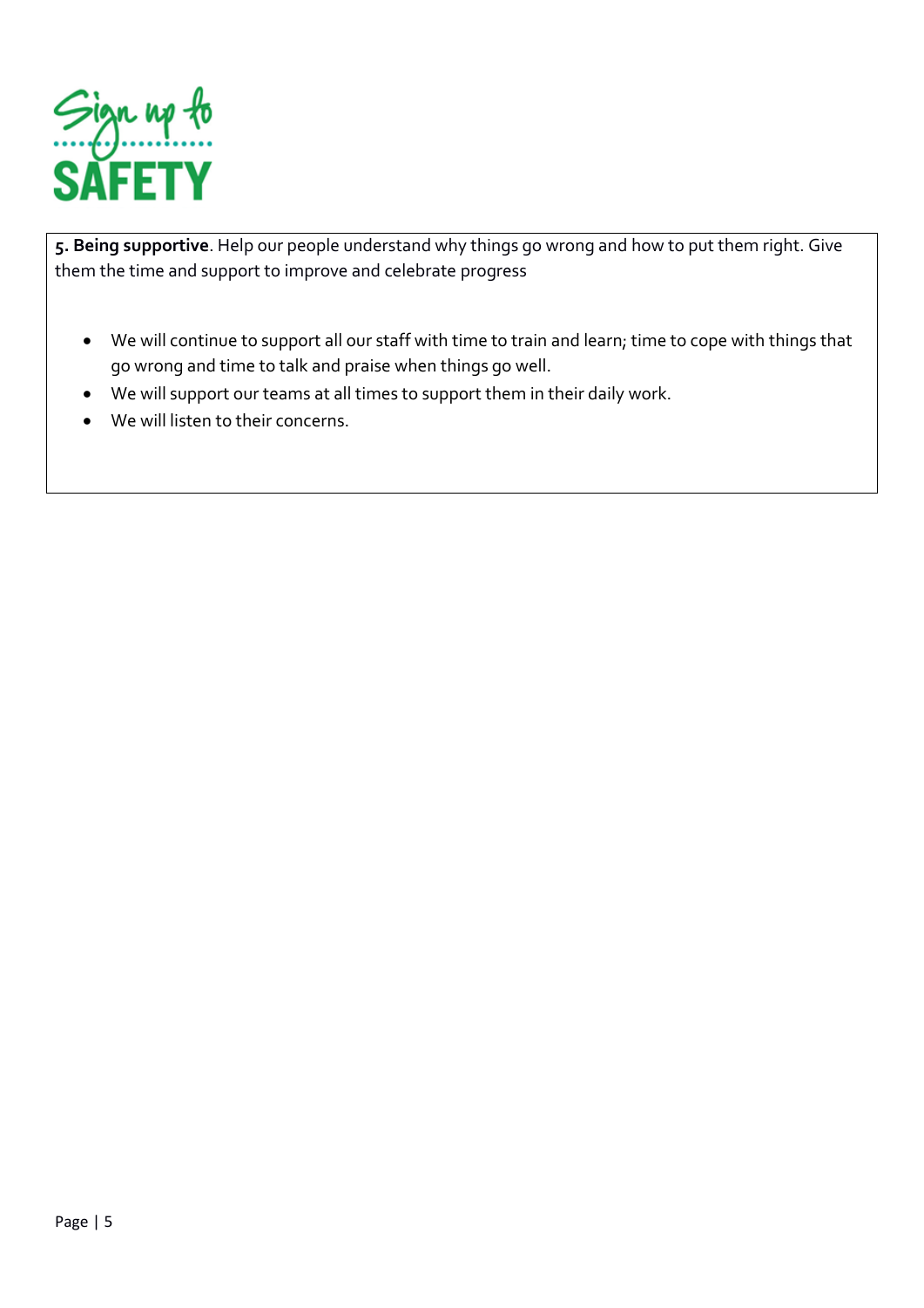**5. Being supportive**. Help our people understand why things go wrong and how to put them right. Give them the time and support to improve and celebrate progress

- We will continue to support all our staff with time to train and learn; time to cope with things that go wrong and time to talk and praise when things go well.
- We will support our teams at all times to support them in their daily work.
- We will listen to their concerns.